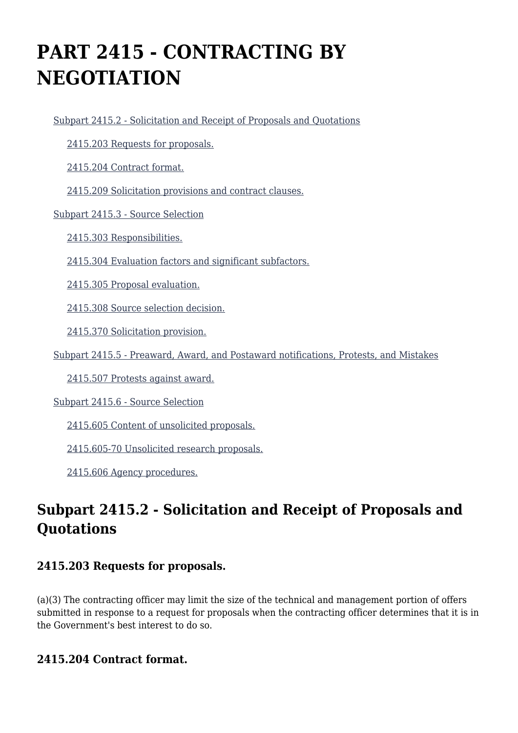# PART 2415 - CONTRACTING BY NEGOTIATION

Subpart 2415.2 - Solicitation and Receipt of Proposals and Quotations

2415.203 Requests for proposals.

2415.204 Contract format.

2415.209 Solicitation provisions and contract clauses.

Subpart 2415.3 - Source Selection

2415.303 Responsibilities.

2415.304 Evaluation factors and significant subfactors.

2415.305 Proposal evaluation.

2415.308 Source selection decision.

2415.370 Solicitation provision.

Subpart 2415.5 - Preaward, Award, and Postaward notifications, Protests, and Mistakes

2415.507 Protests against award.

Subpart 2415.6 - Source Selection

2415.605 Content of unsolicited proposals.

2415.605-70 Unsolicited research proposals.

2415.606 Agency procedures.

## Subpart 2415.2 - Solicitation and Receipt of Proposals and Quotations

### 2415.203 Requests for proposals.

(a)(3) The contracting officer may limit the size of the technical and management portion of offers submitted in response to a request for proposals when the contracting officer determines that it is in the Government's best interest to do so.

### 2415.204 Contract format.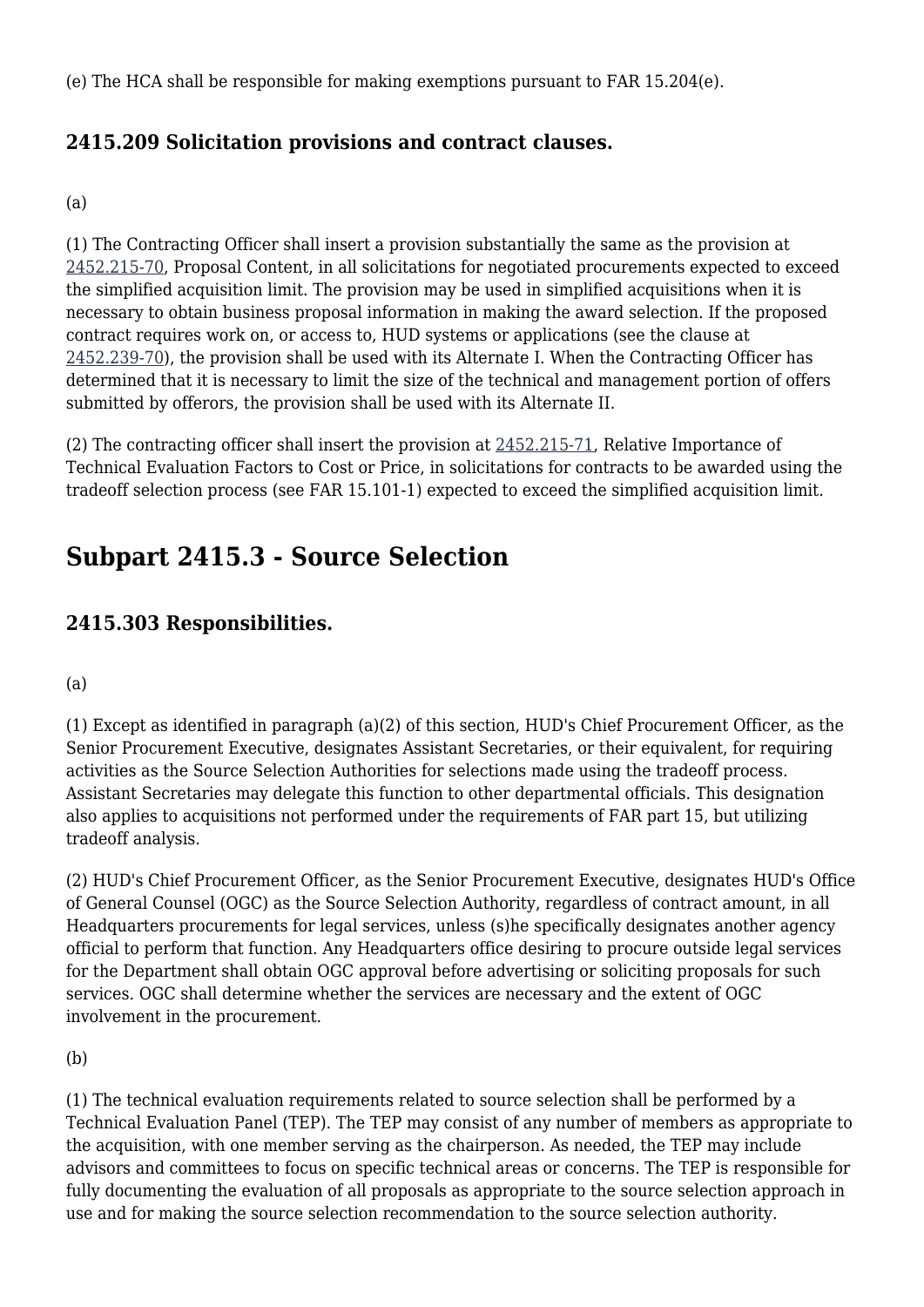(e) The HCA shall be responsible for making exemptions pursuant to FAR 15.204(e).

### 2415.209 Solicitation provisions and contract clauses.

(a)

(1) The Contracting Officer shall insert a provision substantially the same as the provision at 2452.215-70, Proposal Content, in all solicitations for negotiated procurements expected to exceed the simplified acquisition limit. The provision may be used in simplified acquisitions when it is necessary to obtain business proposal information in making the award selection. If the proposed contract requires work on, or access to, HUD systems or applications (see the clause at 2452.239-70), the provision shall be used with its Alternate I. When the Contracting Officer has determined that it is necessary to limit the size of the technical and management portion of offers submitted by offerors, the provision shall be used with its Alternate II.

(2) The contracting officer shall insert the provision at 2452.215-71, Relative Importance of Technical Evaluation Factors to Cost or Price, in solicitations for contracts to be awarded using the tradeoff selection process (see FAR 15.101-1) expected to exceed the simplified acquisition limit.

## Subpart 2415.3 - Source Selection

### 2415.303 Responsibilities.

(a)

(1) Except as identified in paragraph (a)(2) of this section, HUD's Chief Procurement Officer, as the Senior Procurement Executive, designates Assistant Secretaries, or their equivalent, for requiring activities as the Source Selection Authorities for selections made using the tradeoff process. Assistant Secretaries may delegate this function to other departmental officials. This designation also applies to acquisitions not performed under the requirements of FAR part 15, but utilizing tradeoff analysis.

(2) HUD's Chief Procurement Officer, as the Senior Procurement Executive, designates HUD's Office of General Counsel (OGC) as the Source Selection Authority, regardless of contract amount, in all Headquarters procurements for legal services, unless (s)he specifically designates another agency official to perform that function. Any Headquarters office desiring to procure outside legal services for the Department shall obtain OGC approval before advertising or soliciting proposals for such services. OGC shall determine whether the services are necessary and the extent of OGC involvement in the procurement.

(b)

(1) The technical evaluation requirements related to source selection shall be performed by a Technical Evaluation Panel (TEP). The TEP may consist of any number of members as appropriate to the acquisition, with one member serving as the chairperson. As needed, the TEP may include advisors and committees to focus on specific technical areas or concerns. The TEP is responsible for fully documenting the evaluation of all proposals as appropriate to the source selection approach in use and for making the source selection recommendation to the source selection authority.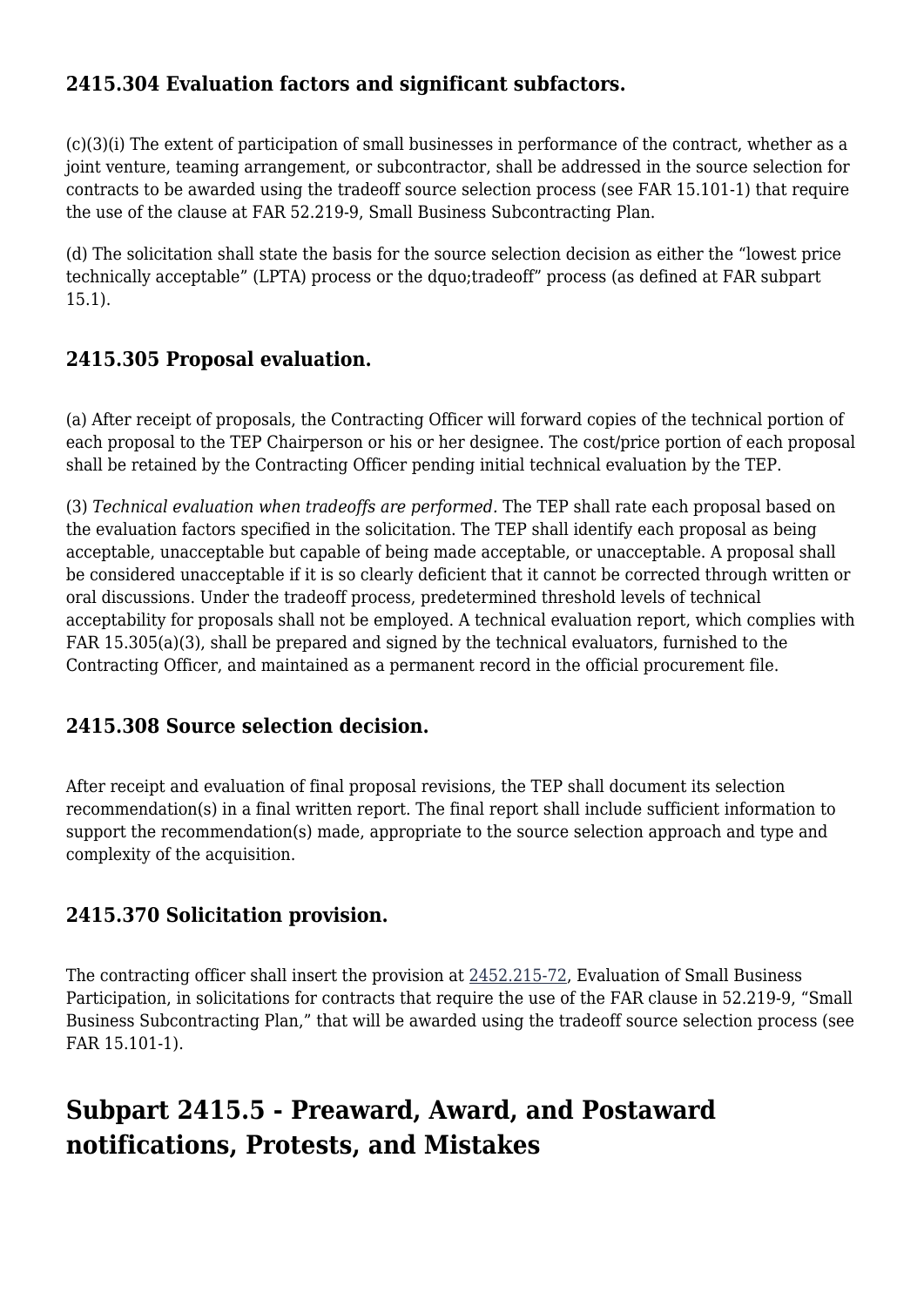### 2415.304 Evaluation factors and significant subfactors.

(c)(3)(i) The extent of participation of small businesses in performance of the contract, whether as a joint venture, teaming arrangement, or subcontractor, shall be addressed in the source selection for contracts to be awarded using the tradeoff source selection process (see FAR 15.101-1) that require the use of the clause at FAR 52.219-9, Small Business Subcontracting Plan.

(d) The solicitation shall state the basis for the source selection decision as either the “lowest price technically acceptable” (LPTA) process or the dquo;tradeoff” process (as defined at FAR subpart 15.1).

### 2415.305 Proposal evaluation.

(a) After receipt of proposals, the Contracting Officer will forward copies of the technical portion of each proposal to the TEP Chairperson or his or her designee. The cost/price portion of each proposal shall be retained by the Contracting Officer pending initial technical evaluation by the TEP.

(3) *Technical evaluation when tradeoffs are performed.* The TEP shall rate each proposal based on the evaluation factors specified in the solicitation. The TEP shall identify each proposal as being acceptable, unacceptable but capable of being made acceptable, or unacceptable. A proposal shall be considered unacceptable if it is so clearly deficient that it cannot be corrected through written or oral discussions. Under the tradeoff process, predetermined threshold levels of technical acceptability for proposals shall not be employed. A technical evaluation report, which complies with FAR 15.305(a)(3), shall be prepared and signed by the technical evaluators, furnished to the Contracting Officer, and maintained as a permanent record in the official procurement file.

### 2415.308 Source selection decision.

After receipt and evaluation of final proposal revisions, the TEP shall document its selection recommendation(s) in a final written report. The final report shall include sufficient information to support the recommendation(s) made, appropriate to the source selection approach and type and complexity of the acquisition.

### 2415.370 Solicitation provision.

The contracting officer shall insert the provision at 2452.215-72, Evaluation of Small Business Participation, in solicitations for contracts that require the use of the FAR clause in 52.219-9, “Small Business Subcontracting Plan,” that will be awarded using the tradeoff source selection process (see FAR 15.101-1).

## Subpart 2415.5 - Preaward, Award, and Postaward notifications, Protests, and Mistakes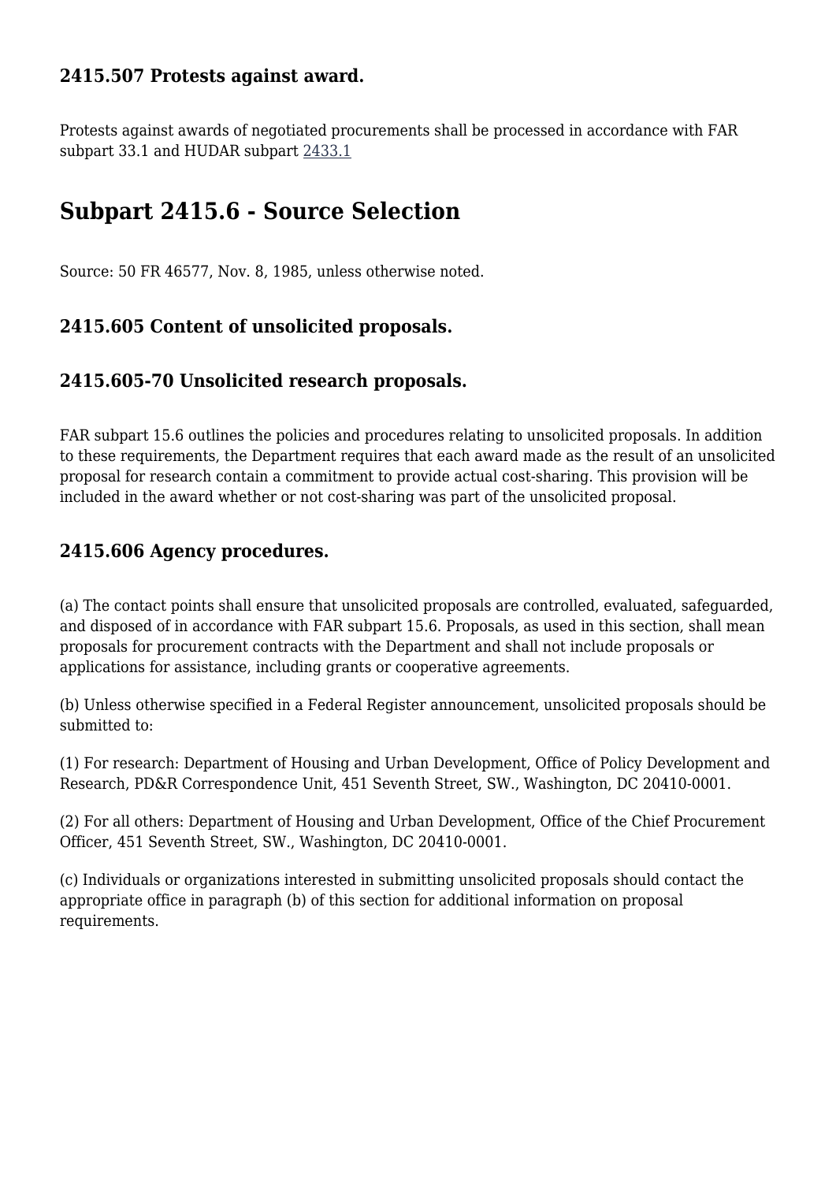### 2415.507 Protests against award.

Protests against awards of negotiated procurements shall be processed in accordance with FAR subpart 33.1 and HUDAR subpart 2433.1

## Subpart 2415.6 - Source Selection

Source: 50 FR 46577, Nov. 8, 1985, unless otherwise noted.

### 2415.605 Content of unsolicited proposals.

### 2415.605-70 Unsolicited research proposals.

FAR subpart 15.6 outlines the policies and procedures relating to unsolicited proposals. In addition to these requirements, the Department requires that each award made as the result of an unsolicited proposal for research contain a commitment to provide actual cost-sharing. This provision will be included in the award whether or not cost-sharing was part of the unsolicited proposal.

### 2415.606 Agency procedures.

(a) The contact points shall ensure that unsolicited proposals are controlled, evaluated, safeguarded, and disposed of in accordance with FAR subpart 15.6. Proposals, as used in this section, shall mean proposals for procurement contracts with the Department and shall not include proposals or applications for assistance, including grants or cooperative agreements.

(b) Unless otherwise specified in a Federal Register announcement, unsolicited proposals should be submitted to:

(1) For research: Department of Housing and Urban Development, Office of Policy Development and Research, PD&R Correspondence Unit, 451 Seventh Street, SW., Washington, DC 20410-0001.

(2) For all others: Department of Housing and Urban Development, Office of the Chief Procurement Officer, 451 Seventh Street, SW., Washington, DC 20410-0001.

(c) Individuals or organizations interested in submitting unsolicited proposals should contact the appropriate office in paragraph (b) of this section for additional information on proposal requirements.